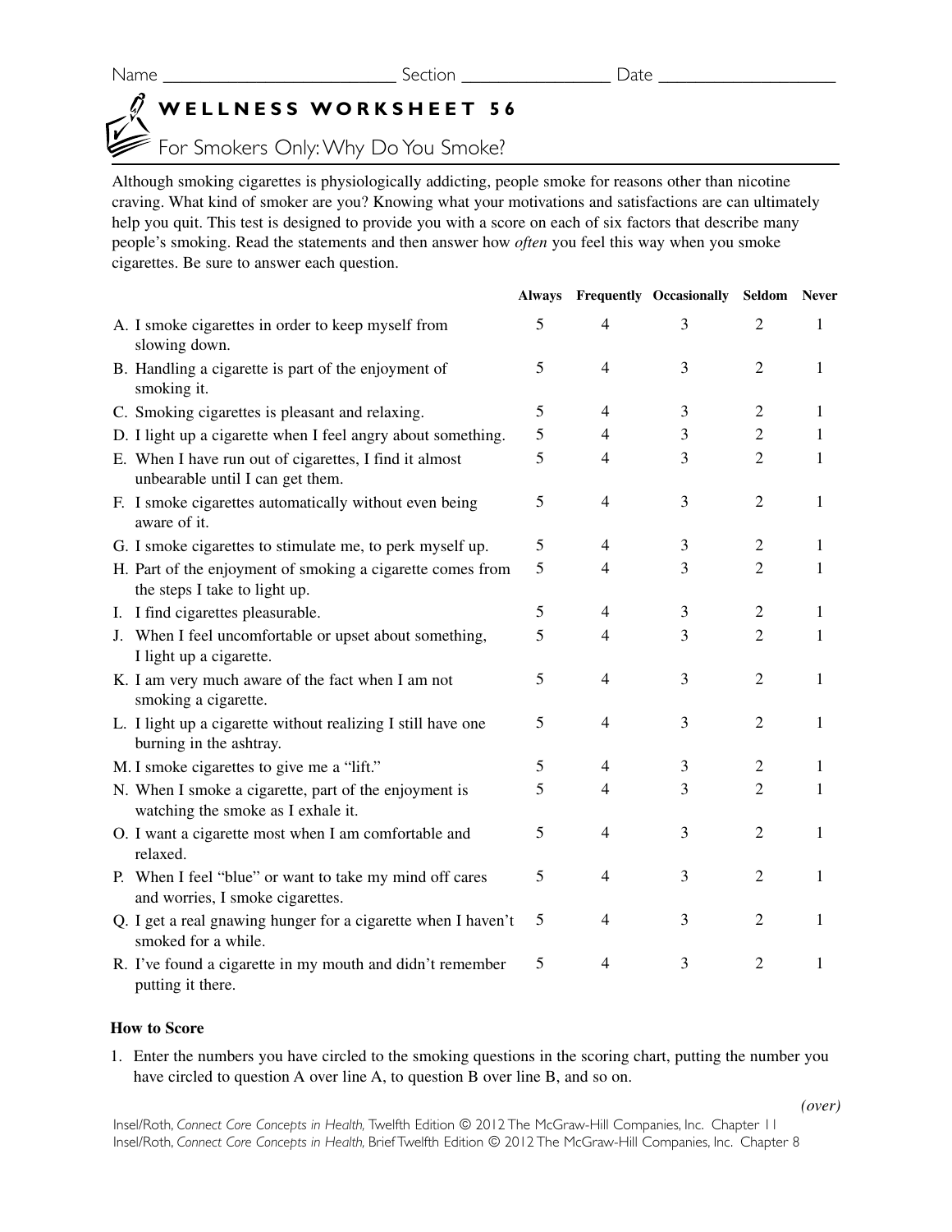Name ________________________ Section ______________ Date _________________

# WELLNESS WORKSHEET 56

## For Smokers Only: Why Do You Smoke?

Although smoking cigarettes is physiologically addicting, people smoke for reasons other than nicotine craving. What kind of smoker are you? Knowing what your motivations and satisfactions are can ultimately help you quit. This test is designed to provide you with a score on each of six factors that describe many people's smoking. Read the statements and then answer how *often* you feel this way when you smoke cigarettes. Be sure to answer each question.

| | Always | Frequently | Occasionally | Seldom | Never |
|---|---|---|---|---|---|
| A. I smoke cigarettes in order to keep myself from slowing down. | 5 | 4 | 3 | 2 | 1 |
| B. Handling a cigarette is part of the enjoyment of smoking it. | 5 | 4 | 3 | 2 | 1 |
| C. Smoking cigarettes is pleasant and relaxing. | 5 | 4 | 3 | 2 | 1 |
| D. I light up a cigarette when I feel angry about something. | 5 | 4 | 3 | 2 | 1 |
| E. When I have run out of cigarettes, I find it almost unbearable until I can get them. | 5 | 4 | 3 | 2 | 1 |
| F. I smoke cigarettes automatically without even being aware of it. | 5 | 4 | 3 | 2 | 1 |
| G. I smoke cigarettes to stimulate me, to perk myself up. | 5 | 4 | 3 | 2 | 1 |
| H. Part of the enjoyment of smoking a cigarette comes from the steps I take to light up. | 5 | 4 | 3 | 2 | 1 |
| I. I find cigarettes pleasurable. | 5 | 4 | 3 | 2 | 1 |
| J. When I feel uncomfortable or upset about something, I light up a cigarette. | 5 | 4 | 3 | 2 | 1 |
| K. I am very much aware of the fact when I am not smoking a cigarette. | 5 | 4 | 3 | 2 | 1 |
| L. I light up a cigarette without realizing I still have one burning in the ashtray. | 5 | 4 | 3 | 2 | 1 |
| M. I smoke cigarettes to give me a "lift." | 5 | 4 | 3 | 2 | 1 |
| N. When I smoke a cigarette, part of the enjoyment is watching the smoke as I exhale it. | 5 | 4 | 3 | 2 | 1 |
| O. I want a cigarette most when I am comfortable and relaxed. | 5 | 4 | 3 | 2 | 1 |
| P. When I feel "blue" or want to take my mind off cares and worries, I smoke cigarettes. | 5 | 4 | 3 | 2 | 1 |
| Q. I get a real gnawing hunger for a cigarette when I haven't smoked for a while. | 5 | 4 | 3 | 2 | 1 |
| R. I've found a cigarette in my mouth and didn't remember putting it there. | 5 | 4 | 3 | 2 | 1 |

**How to Score**

1. Enter the numbers you have circled to the smoking questions in the scoring chart, putting the number you have circled to question A over line A, to question B over line B, and so on.

*(over)*

Insel/Roth, *Connect Core Concepts in Health,* Twelfth Edition © 2012 The McGraw-Hill Companies, Inc. Chapter 11
Insel/Roth, *Connect Core Concepts in Health,* Brief Twelfth Edition © 2012 The McGraw-Hill Companies, Inc. Chapter 8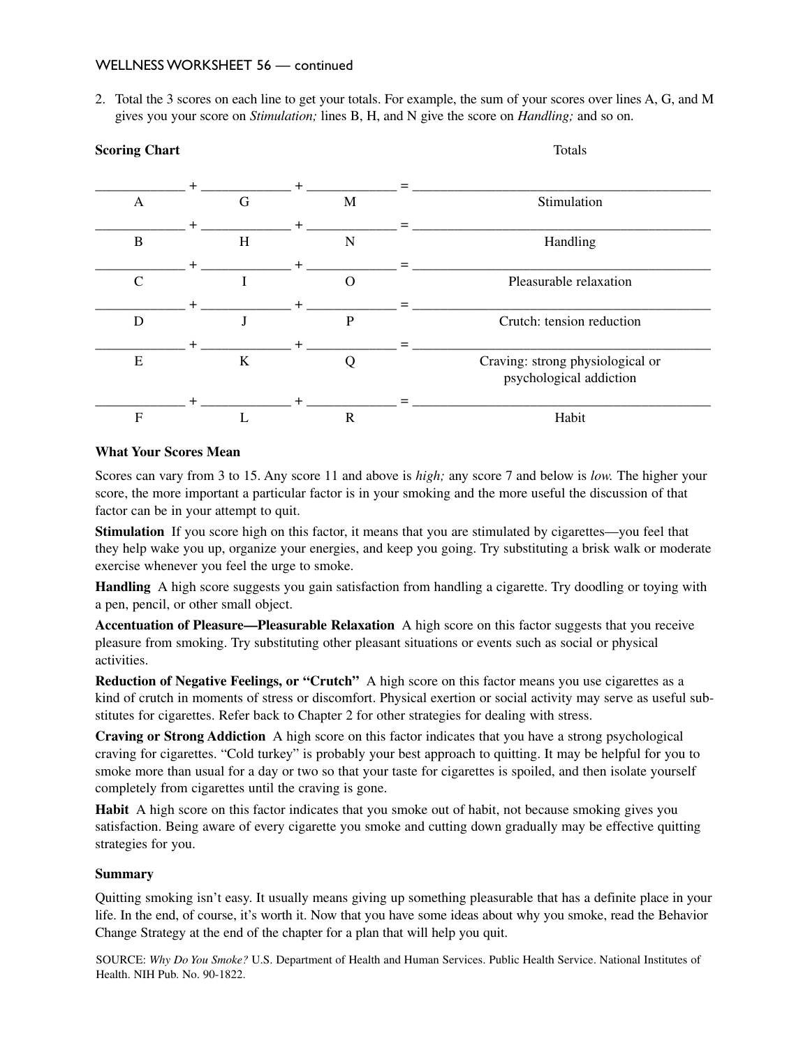WELLNESS WORKSHEET 56 — continued

2. Total the 3 scores on each line to get your totals. For example, the sum of your scores over lines A, G, and M gives you your score on *Stimulation;* lines B, H, and N give the score on *Handling;* and so on.

**Scoring Chart**

| | | | | | | | Totals |
|---|---|---|---|---|---|---|---|
| ____ | + | ____ | + | ____ | = | ____ | |
| A | | G | | M | | | Stimulation |
| ____ | + | ____ | + | ____ | = | ____ | |
| B | | H | | N | | | Handling |
| ____ | + | ____ | + | ____ | = | ____ | |
| C | | I | | O | | | Pleasurable relaxation |
| ____ | + | ____ | + | ____ | = | ____ | |
| D | | J | | P | | | Crutch: tension reduction |
| ____ | + | ____ | + | ____ | = | ____ | |
| E | | K | | Q | | | Craving: strong physiological or psychological addiction |
| ____ | + | ____ | + | ____ | = | ____ | |
| F | | L | | R | | | Habit |

**What Your Scores Mean**

Scores can vary from 3 to 15. Any score 11 and above is *high;* any score 7 and below is *low.* The higher your score, the more important a particular factor is in your smoking and the more useful the discussion of that factor can be in your attempt to quit.

**Stimulation** If you score high on this factor, it means that you are stimulated by cigarettes—you feel that they help wake you up, organize your energies, and keep you going. Try substituting a brisk walk or moderate exercise whenever you feel the urge to smoke.

**Handling** A high score suggests you gain satisfaction from handling a cigarette. Try doodling or toying with a pen, pencil, or other small object.

**Accentuation of Pleasure—Pleasurable Relaxation** A high score on this factor suggests that you receive pleasure from smoking. Try substituting other pleasant situations or events such as social or physical activities.

**Reduction of Negative Feelings, or "Crutch"** A high score on this factor means you use cigarettes as a kind of crutch in moments of stress or discomfort. Physical exertion or social activity may serve as useful substitutes for cigarettes. Refer back to Chapter 2 for other strategies for dealing with stress.

**Craving or Strong Addiction** A high score on this factor indicates that you have a strong psychological craving for cigarettes. "Cold turkey" is probably your best approach to quitting. It may be helpful for you to smoke more than usual for a day or two so that your taste for cigarettes is spoiled, and then isolate yourself completely from cigarettes until the craving is gone.

**Habit** A high score on this factor indicates that you smoke out of habit, not because smoking gives you satisfaction. Being aware of every cigarette you smoke and cutting down gradually may be effective quitting strategies for you.

**Summary**

Quitting smoking isn't easy. It usually means giving up something pleasurable that has a definite place in your life. In the end, of course, it's worth it. Now that you have some ideas about why you smoke, read the Behavior Change Strategy at the end of the chapter for a plan that will help you quit.

SOURCE: *Why Do You Smoke?* U.S. Department of Health and Human Services. Public Health Service. National Institutes of Health. NIH Pub. No. 90-1822.